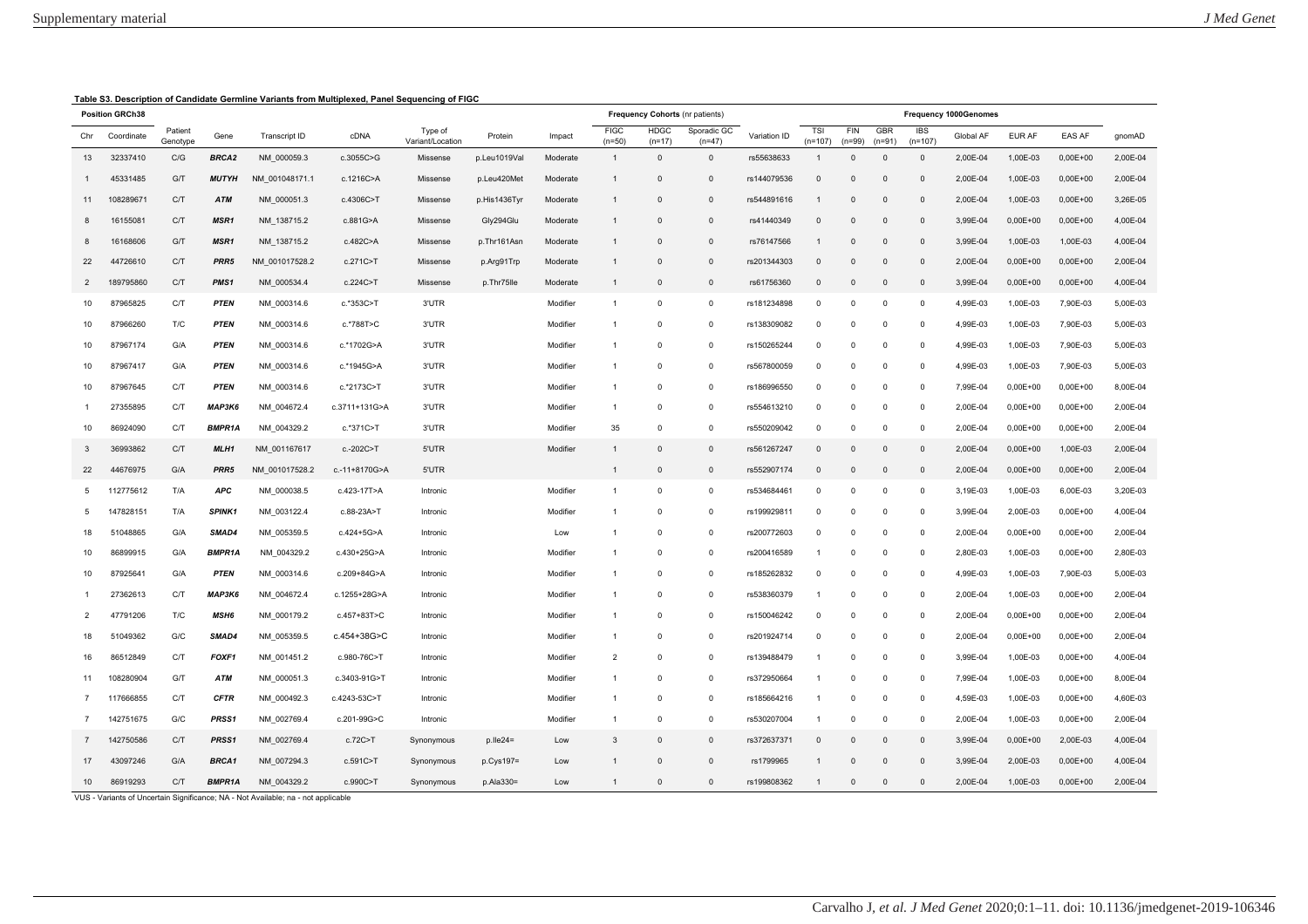**Table S3. Description of Candidate Germline Variants from Multiplexed, Panel Sequencing of FIGC**

| Position GRCh38 | | | | | | | | | Frequency Cohorts (nr patients) | | | | Frequency 1000Genomes | | | | | | | |
|---|---|---|---|---|---|---|---|---|---|---|---|---|---|---|---|---|---|---|---|---|
| Chr | Coordinate | Patient Genotype | Gene | Transcript ID | cDNA | Type of Variant/Location | Protein | Impact | FIGC (n=50) | HDGC (n=17) | Sporadic GC (n=47) | Variation ID | TSI (n=107) | FIN (n=99) | GBR (n=91) | IBS (n=107) | Global AF | EUR AF | EAS AF | gnomAD |
| 13 | 32337410 | C/G | ***BRCA2*** | NM_000059.3 | c.3055C>G | Missense | p.Leu1019Val | Moderate | 1 | 0 | 0 | rs55638633 | 1 | 0 | 0 | 0 | 2,00E-04 | 1,00E-03 | 0,00E+00 | 2,00E-04 |
| 1 | 45331485 | G/T | ***MUTYH*** | NM_001048171.1 | c.1216C>A | Missense | p.Leu420Met | Moderate | 1 | 0 | 0 | rs144079536 | 0 | 0 | 0 | 0 | 2,00E-04 | 1,00E-03 | 0,00E+00 | 2,00E-04 |
| 11 | 108289671 | C/T | ***ATM*** | NM_000051.3 | c.4306C>T | Missense | p.His1436Tyr | Moderate | 1 | 0 | 0 | rs544891616 | 1 | 0 | 0 | 0 | 2,00E-04 | 1,00E-03 | 0,00E+00 | 3,26E-05 |
| 8 | 16155081 | C/T | ***MSR1*** | NM_138715.2 | c.881G>A | Missense | Gly294Glu | Moderate | 1 | 0 | 0 | rs41440349 | 0 | 0 | 0 | 0 | 3,99E-04 | 0,00E+00 | 0,00E+00 | 4,00E-04 |
| 8 | 16168606 | G/T | ***MSR1*** | NM_138715.2 | c.482C>A | Missense | p.Thr161Asn | Moderate | 1 | 0 | 0 | rs76147566 | 1 | 0 | 0 | 0 | 3,99E-04 | 1,00E-03 | 1,00E-03 | 4,00E-04 |
| 22 | 44726610 | C/T | ***PRR5*** | NM_001017528.2 | c.271C>T | Missense | p.Arg91Trp | Moderate | 1 | 0 | 0 | rs201344303 | 0 | 0 | 0 | 0 | 2,00E-04 | 0,00E+00 | 0,00E+00 | 2,00E-04 |
| 2 | 189795860 | C/T | ***PMS1*** | NM_000534.4 | c.224C>T | Missense | p.Thr75Ile | Moderate | 1 | 0 | 0 | rs61756360 | 0 | 0 | 0 | 0 | 3,99E-04 | 0,00E+00 | 0,00E+00 | 4,00E-04 |
| 10 | 87965825 | C/T | ***PTEN*** | NM_000314.6 | c.*353C>T | 3'UTR | | Modifier | 1 | 0 | 0 | rs181234898 | 0 | 0 | 0 | 0 | 4,99E-03 | 1,00E-03 | 7,90E-03 | 5,00E-03 |
| 10 | 87966260 | T/C | ***PTEN*** | NM_000314.6 | c.*788T>C | 3'UTR | | Modifier | 1 | 0 | 0 | rs138309082 | 0 | 0 | 0 | 0 | 4,99E-03 | 1,00E-03 | 7,90E-03 | 5,00E-03 |
| 10 | 87967174 | G/A | ***PTEN*** | NM_000314.6 | c.*1702G>A | 3'UTR | | Modifier | 1 | 0 | 0 | rs150265244 | 0 | 0 | 0 | 0 | 4,99E-03 | 1,00E-03 | 7,90E-03 | 5,00E-03 |
| 10 | 87967417 | G/A | ***PTEN*** | NM_000314.6 | c.*1945G>A | 3'UTR | | Modifier | 1 | 0 | 0 | rs567800059 | 0 | 0 | 0 | 0 | 4,99E-03 | 1,00E-03 | 7,90E-03 | 5,00E-03 |
| 10 | 87967645 | C/T | ***PTEN*** | NM_000314.6 | c.*2173C>T | 3'UTR | | Modifier | 1 | 0 | 0 | rs186996550 | 0 | 0 | 0 | 0 | 7,99E-04 | 0,00E+00 | 0,00E+00 | 8,00E-04 |
| 1 | 27355895 | C/T | ***MAP3K6*** | NM_004672.4 | c.3711+131G>A | 3'UTR | | Modifier | 1 | 0 | 0 | rs554613210 | 0 | 0 | 0 | 0 | 2,00E-04 | 0,00E+00 | 0,00E+00 | 2,00E-04 |
| 10 | 86924090 | C/T | ***BMPR1A*** | NM_004329.2 | c.*371C>T | 3'UTR | | Modifier | 35 | 0 | 0 | rs550209042 | 0 | 0 | 0 | 0 | 2,00E-04 | 0,00E+00 | 0,00E+00 | 2,00E-04 |
| 3 | 36993862 | C/T | ***MLH1*** | NM_001167617 | c.-202C>T | 5'UTR | | Modifier | 1 | 0 | 0 | rs561267247 | 0 | 0 | 0 | 0 | 2,00E-04 | 0,00E+00 | 1,00E-03 | 2,00E-04 |
| 22 | 44676975 | G/A | ***PRR5*** | NM_001017528.2 | c.-11+8170G>A | 5'UTR | | | 1 | 0 | 0 | rs552907174 | 0 | 0 | 0 | 0 | 2,00E-04 | 0,00E+00 | 0,00E+00 | 2,00E-04 |
| 5 | 112775612 | T/A | ***APC*** | NM_000038.5 | c.423-17T>A | Intronic | | Modifier | 1 | 0 | 0 | rs534684461 | 0 | 0 | 0 | 0 | 3,19E-03 | 1,00E-03 | 6,00E-03 | 3,20E-03 |
| 5 | 147828151 | T/A | ***SPINK1*** | NM_003122.4 | c.88-23A>T | Intronic | | Modifier | 1 | 0 | 0 | rs199929811 | 0 | 0 | 0 | 0 | 3,99E-04 | 2,00E-03 | 0,00E+00 | 4,00E-04 |
| 18 | 51048865 | G/A | ***SMAD4*** | NM_005359.5 | c.424+5G>A | Intronic | | Low | 1 | 0 | 0 | rs200772603 | 0 | 0 | 0 | 0 | 2,00E-04 | 0,00E+00 | 0,00E+00 | 2,00E-04 |
| 10 | 86899915 | G/A | ***BMPR1A*** | NM_004329.2 | c.430+25G>A | Intronic | | Modifier | 1 | 0 | 0 | rs200416589 | 1 | 0 | 0 | 0 | 2,80E-03 | 1,00E-03 | 0,00E+00 | 2,80E-03 |
| 10 | 87925641 | G/A | ***PTEN*** | NM_000314.6 | c.209+84G>A | Intronic | | Modifier | 1 | 0 | 0 | rs185262832 | 0 | 0 | 0 | 0 | 4,99E-03 | 1,00E-03 | 7,90E-03 | 5,00E-03 |
| 1 | 27362613 | C/T | ***MAP3K6*** | NM_004672.4 | c.1255+28G>A | Intronic | | Modifier | 1 | 0 | 0 | rs538360379 | 1 | 0 | 0 | 0 | 2,00E-04 | 1,00E-03 | 0,00E+00 | 2,00E-04 |
| 2 | 47791206 | T/C | ***MSH6*** | NM_000179.2 | c.457+83T>C | Intronic | | Modifier | 1 | 0 | 0 | rs150046242 | 0 | 0 | 0 | 0 | 2,00E-04 | 0,00E+00 | 0,00E+00 | 2,00E-04 |
| 18 | 51049362 | G/C | ***SMAD4*** | NM_005359.5 | c.454+38G>C | Intronic | | Modifier | 1 | 0 | 0 | rs201924714 | 0 | 0 | 0 | 0 | 2,00E-04 | 0,00E+00 | 0,00E+00 | 2,00E-04 |
| 16 | 86512849 | C/T | ***FOXF1*** | NM_001451.2 | c.980-76C>T | Intronic | | Modifier | 2 | 0 | 0 | rs139488479 | 1 | 0 | 0 | 0 | 3,99E-04 | 1,00E-03 | 0,00E+00 | 4,00E-04 |
| 11 | 108280904 | G/T | ***ATM*** | NM_000051.3 | c.3403-91G>T | Intronic | | Modifier | 1 | 0 | 0 | rs372950664 | 1 | 0 | 0 | 0 | 7,99E-04 | 1,00E-03 | 0,00E+00 | 8,00E-04 |
| 7 | 117666855 | C/T | ***CFTR*** | NM_000492.3 | c.4243-53C>T | Intronic | | Modifier | 1 | 0 | 0 | rs185664216 | 1 | 0 | 0 | 0 | 4,59E-03 | 1,00E-03 | 0,00E+00 | 4,60E-03 |
| 7 | 142751675 | G/C | ***PRSS1*** | NM_002769.4 | c.201-99G>C | Intronic | | Modifier | 1 | 0 | 0 | rs530207004 | 1 | 0 | 0 | 0 | 2,00E-04 | 1,00E-03 | 0,00E+00 | 2,00E-04 |
| 7 | 142750586 | C/T | ***PRSS1*** | NM_002769.4 | c.72C>T | Synonymous | p.Ile24= | Low | 3 | 0 | 0 | rs372637371 | 0 | 0 | 0 | 0 | 3,99E-04 | 0,00E+00 | 2,00E-03 | 4,00E-04 |
| 17 | 43097246 | G/A | ***BRCA1*** | NM_007294.3 | c.591C>T | Synonymous | p.Cys197= | Low | 1 | 0 | 0 | rs1799965 | 1 | 0 | 0 | 0 | 3,99E-04 | 2,00E-03 | 0,00E+00 | 4,00E-04 |
| 10 | 86919293 | C/T | ***BMPR1A*** | NM_004329.2 | c.990C>T | Synonymous | p.Ala330= | Low | 1 | 0 | 0 | rs199808362 | 1 | 0 | 0 | 0 | 2,00E-04 | 1,00E-03 | 0,00E+00 | 2,00E-04 |

VUS - Variants of Uncertain Significance; NA - Not Available; na - not applicable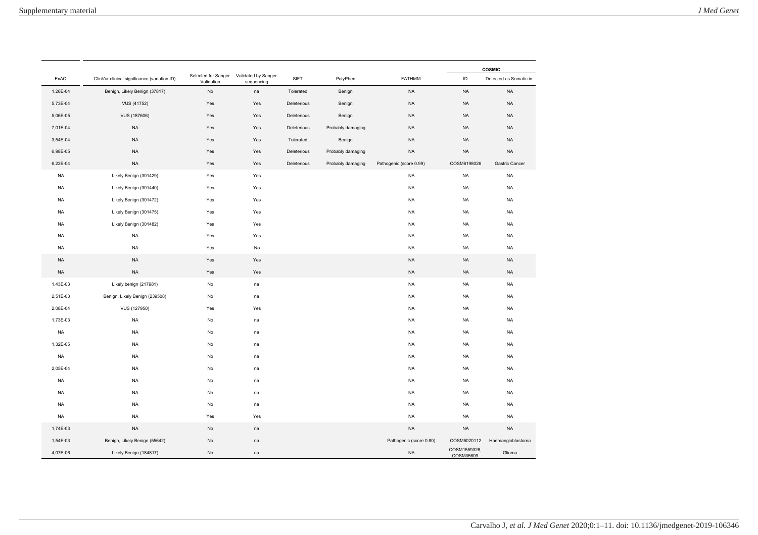| ExAC | ClinVar clinical significance (variation ID) | Selected for Sanger Validation | Validated by Sanger sequencing | SIFT | PolyPhen | FATHMM | COSMIC | |
|---|---|---|---|---|---|---|---|---|
| | | | | | | | ID | Detected as Somatic in: |
| 1,26E-04 | Benign, Likely Benign (37817) | No | na | Tolerated | Benign | NA | NA | NA |
| 5,73E-04 | VUS (41752) | Yes | Yes | Deleterious | Benign | NA | NA | NA |
| 5,06E-05 | VUS (187606) | Yes | Yes | Deleterious | Benign | NA | NA | NA |
| 7,01E-04 | NA | Yes | Yes | Deleterious | Probably damaging | NA | NA | NA |
| 3,54E-04 | NA | Yes | Yes | Tolerated | Benign | NA | NA | NA |
| 6,98E-05 | NA | Yes | Yes | Deleterious | Probably damaging | NA | NA | NA |
| 6,22E-04 | NA | Yes | Yes | Deleterious | Probably damaging | Pathogenic (score 0.99) | COSM6198026 | Gastric Cancer |
| NA | Likely Benign (301429) | Yes | Yes | | | NA | NA | NA |
| NA | Likely Benign (301440) | Yes | Yes | | | NA | NA | NA |
| NA | Likely Benign (301472) | Yes | Yes | | | NA | NA | NA |
| NA | Likely Benign (301475) | Yes | Yes | | | NA | NA | NA |
| NA | Likely Benign (301482) | Yes | Yes | | | NA | NA | NA |
| NA | NA | Yes | Yes | | | NA | NA | NA |
| NA | NA | Yes | No | | | NA | NA | NA |
| NA | NA | Yes | Yes | | | NA | NA | NA |
| NA | NA | Yes | Yes | | | NA | NA | NA |
| 1,43E-03 | Likely benign (217981) | No | na | | | NA | NA | NA |
| 2,51E-03 | Benign, Likely Benign (239508) | No | na | | | NA | NA | NA |
| 2,08E-04 | VUS (127950) | Yes | Yes | | | NA | NA | NA |
| 1,73E-03 | NA | No | na | | | NA | NA | NA |
| NA | NA | No | na | | | NA | NA | NA |
| 1,32E-05 | NA | No | na | | | NA | NA | NA |
| NA | NA | No | na | | | NA | NA | NA |
| 2,05E-04 | NA | No | na | | | NA | NA | NA |
| NA | NA | No | na | | | NA | NA | NA |
| NA | NA | No | na | | | NA | NA | NA |
| NA | NA | No | na | | | NA | NA | NA |
| NA | NA | Yes | Yes | | | NA | NA | NA |
| 1,74E-03 | NA | No | na | | | NA | NA | NA |
| 1,54E-03 | Benign, Likely Benign (55642) | No | na | | | Pathogenic (score 0.80) | COSM5020112 | Haemangioblastoma |
| 4,07E-06 | Likely Benign (184817) | No | na | | | NA | COSM1559326, COSM35609 | Glioma |